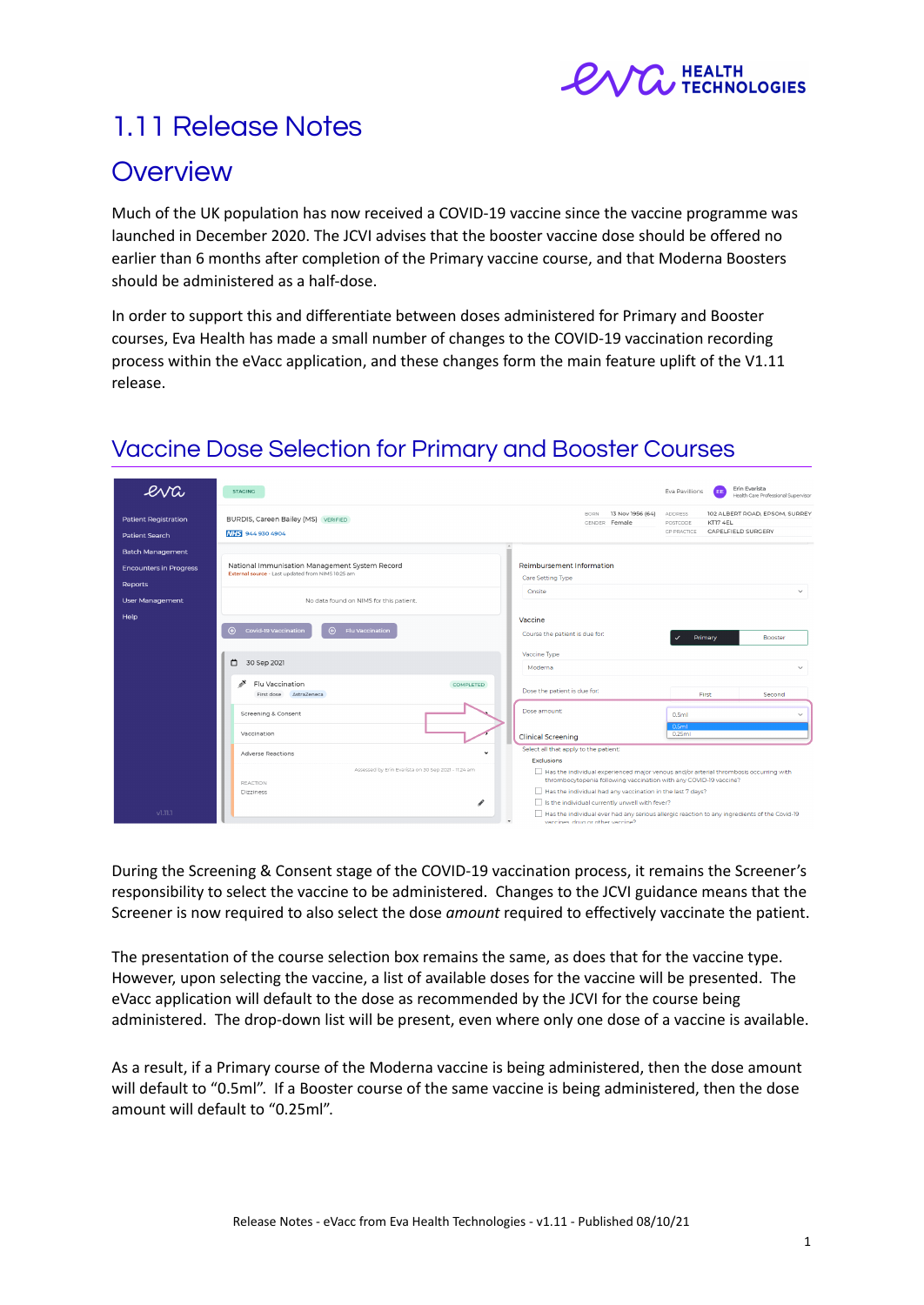# 1.11 Release Notes

## Overview

Much of the UK population has now received a COVID-19 vaccine since the vaccine programme was launched in December 2020. The JCVI advises that the booster vaccine dose should be offered no earlier than 6 months after completion of the Primary vaccine course, and that Moderna Boosters should be administered as a half-dose.

In order to support this and differentiate between doses administered for Primary and Booster courses, Eva Health has made a small number of changes to the COVID-19 vaccination recording process within the eVacc application, and these changes form the main feature uplift of the V1.11 release.

## Vaccine Dose Selection for Primary and Booster Courses

During the Screening & Consent stage of the COVID-19 vaccination process, it remains the Screener's responsibility to select the vaccine to be administered. Changes to the JCVI guidance means that the Screener is now required to also select the dose *amount* required to effectively vaccinate the patient.

The presentation of the course selection box remains the same, as does that for the vaccine type. However, upon selecting the vaccine, a list of available doses for the vaccine will be presented. The eVacc application will default to the dose as recommended by the JCVI for the course being administered. The drop-down list will be present, even where only one dose of a vaccine is available.

As a result, if a Primary course of the Moderna vaccine is being administered, then the dose amount will default to "0.5ml". If a Booster course of the same vaccine is being administered, then the dose amount will default to "0.25ml".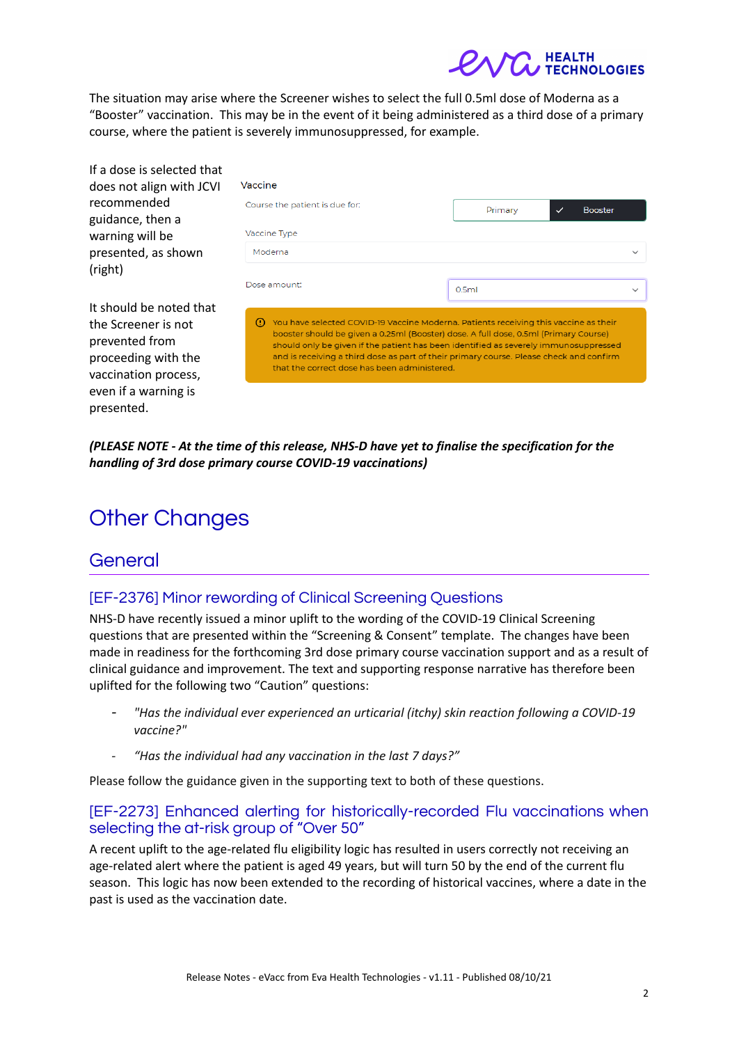The situation may arise where the Screener wishes to select the full 0.5ml dose of Moderna as a "Booster" vaccination. This may be in the event of it being administered as a third dose of a primary course, where the patient is severely immunosuppressed, for example.

If a dose is selected that does not align with JCVI recommended guidance, then a warning will be presented, as shown (right)

It should be noted that the Screener is not prevented from proceeding with the vaccination process, even if a warning is presented.

Vaccine

Course the patient is due for: Primary | ✓ Booster

Vaccine Type

Moderna

Dose amount:

0.5ml

You have selected COVID-19 Vaccine Moderna. Patients receiving this vaccine as their booster should be given a 0.25ml (Booster) dose. A full dose, 0.5ml (Primary Course) should only be given if the patient has been identified as severely immunosuppressed and is receiving a third dose as part of their primary course. Please check and confirm that the correct dose has been administered.

***(PLEASE NOTE - At the time of this release, NHS-D have yet to finalise the specification for the handling of 3rd dose primary course COVID-19 vaccinations)***

# Other Changes

## General

### [EF-2376] Minor rewording of Clinical Screening Questions

NHS-D have recently issued a minor uplift to the wording of the COVID-19 Clinical Screening questions that are presented within the "Screening & Consent" template. The changes have been made in readiness for the forthcoming 3rd dose primary course vaccination support and as a result of clinical guidance and improvement. The text and supporting response narrative has therefore been uplifted for the following two "Caution" questions:

- *"Has the individual ever experienced an urticarial (itchy) skin reaction following a COVID-19 vaccine?"*
- *"Has the individual had any vaccination in the last 7 days?"*

Please follow the guidance given in the supporting text to both of these questions.

### [EF-2273] Enhanced alerting for historically-recorded Flu vaccinations when selecting the at-risk group of "Over 50"

A recent uplift to the age-related flu eligibility logic has resulted in users correctly not receiving an age-related alert where the patient is aged 49 years, but will turn 50 by the end of the current flu season. This logic has now been extended to the recording of historical vaccines, where a date in the past is used as the vaccination date.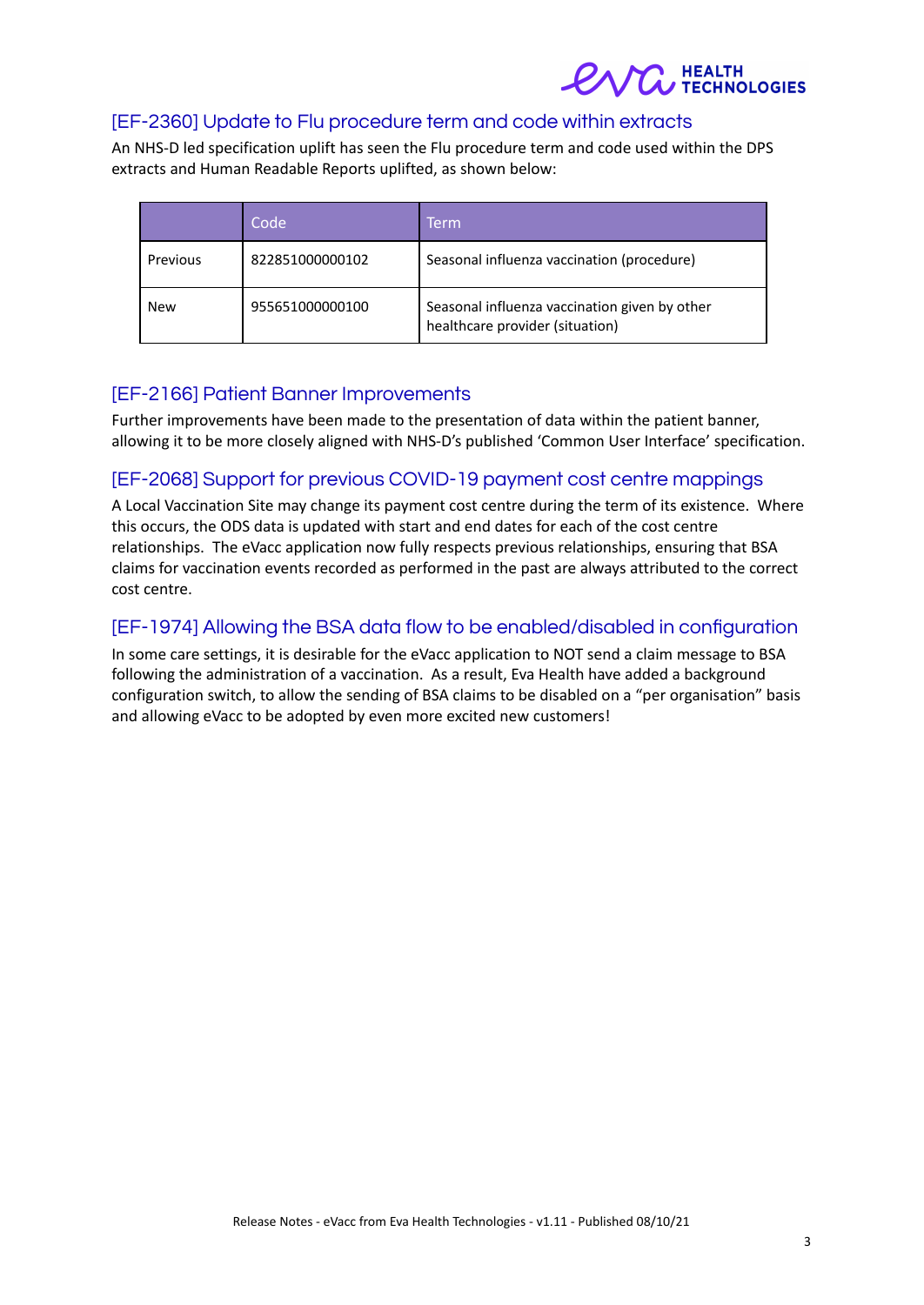## [EF-2360] Update to Flu procedure term and code within extracts

An NHS-D led specification uplift has seen the Flu procedure term and code used within the DPS extracts and Human Readable Reports uplifted, as shown below:

| | Code | Term |
|---|---|---|
| Previous | 822851000000102 | Seasonal influenza vaccination (procedure) |
| New | 955651000000100 | Seasonal influenza vaccination given by other healthcare provider (situation) |

## [EF-2166] Patient Banner Improvements

Further improvements have been made to the presentation of data within the patient banner, allowing it to be more closely aligned with NHS-D's published 'Common User Interface' specification.

## [EF-2068] Support for previous COVID-19 payment cost centre mappings

A Local Vaccination Site may change its payment cost centre during the term of its existence. Where this occurs, the ODS data is updated with start and end dates for each of the cost centre relationships. The eVacc application now fully respects previous relationships, ensuring that BSA claims for vaccination events recorded as performed in the past are always attributed to the correct cost centre.

## [EF-1974] Allowing the BSA data flow to be enabled/disabled in configuration

In some care settings, it is desirable for the eVacc application to NOT send a claim message to BSA following the administration of a vaccination. As a result, Eva Health have added a background configuration switch, to allow the sending of BSA claims to be disabled on a "per organisation" basis and allowing eVacc to be adopted by even more excited new customers!